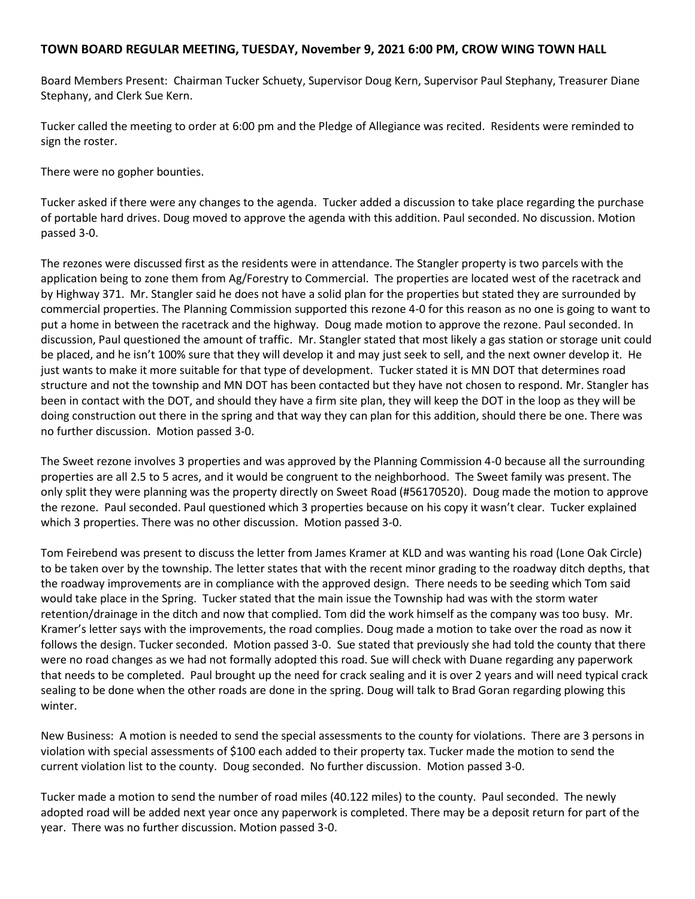**TOWN BOARD REGULAR MEETING, TUESDAY, November 9, 2021 6:00 PM, CROW WING TOWN HALL**

Board Members Present: Chairman Tucker Schuety, Supervisor Doug Kern, Supervisor Paul Stephany, Treasurer Diane Stephany, and Clerk Sue Kern.

Tucker called the meeting to order at 6:00 pm and the Pledge of Allegiance was recited. Residents were reminded to sign the roster.

There were no gopher bounties.

Tucker asked if there were any changes to the agenda. Tucker added a discussion to take place regarding the purchase of portable hard drives. Doug moved to approve the agenda with this addition. Paul seconded. No discussion. Motion passed 3-0.

The rezones were discussed first as the residents were in attendance. The Stangler property is two parcels with the application being to zone them from Ag/Forestry to Commercial. The properties are located west of the racetrack and by Highway 371. Mr. Stangler said he does not have a solid plan for the properties but stated they are surrounded by commercial properties. The Planning Commission supported this rezone 4-0 for this reason as no one is going to want to put a home in between the racetrack and the highway. Doug made motion to approve the rezone. Paul seconded. In discussion, Paul questioned the amount of traffic. Mr. Stangler stated that most likely a gas station or storage unit could be placed, and he isn't 100% sure that they will develop it and may just seek to sell, and the next owner develop it. He just wants to make it more suitable for that type of development. Tucker stated it is MN DOT that determines road structure and not the township and MN DOT has been contacted but they have not chosen to respond. Mr. Stangler has been in contact with the DOT, and should they have a firm site plan, they will keep the DOT in the loop as they will be doing construction out there in the spring and that way they can plan for this addition, should there be one. There was no further discussion. Motion passed 3-0.

The Sweet rezone involves 3 properties and was approved by the Planning Commission 4-0 because all the surrounding properties are all 2.5 to 5 acres, and it would be congruent to the neighborhood. The Sweet family was present. The only split they were planning was the property directly on Sweet Road (#56170520). Doug made the motion to approve the rezone. Paul seconded. Paul questioned which 3 properties because on his copy it wasn't clear. Tucker explained which 3 properties. There was no other discussion. Motion passed 3-0.

Tom Feirebend was present to discuss the letter from James Kramer at KLD and was wanting his road (Lone Oak Circle) to be taken over by the township. The letter states that with the recent minor grading to the roadway ditch depths, that the roadway improvements are in compliance with the approved design. There needs to be seeding which Tom said would take place in the Spring. Tucker stated that the main issue the Township had was with the storm water retention/drainage in the ditch and now that complied. Tom did the work himself as the company was too busy. Mr. Kramer's letter says with the improvements, the road complies. Doug made a motion to take over the road as now it follows the design. Tucker seconded. Motion passed 3-0. Sue stated that previously she had told the county that there were no road changes as we had not formally adopted this road. Sue will check with Duane regarding any paperwork that needs to be completed. Paul brought up the need for crack sealing and it is over 2 years and will need typical crack sealing to be done when the other roads are done in the spring. Doug will talk to Brad Goran regarding plowing this winter.

New Business: A motion is needed to send the special assessments to the county for violations. There are 3 persons in violation with special assessments of $100 each added to their property tax. Tucker made the motion to send the current violation list to the county. Doug seconded. No further discussion. Motion passed 3-0.

Tucker made a motion to send the number of road miles (40.122 miles) to the county. Paul seconded. The newly adopted road will be added next year once any paperwork is completed. There may be a deposit return for part of the year. There was no further discussion. Motion passed 3-0.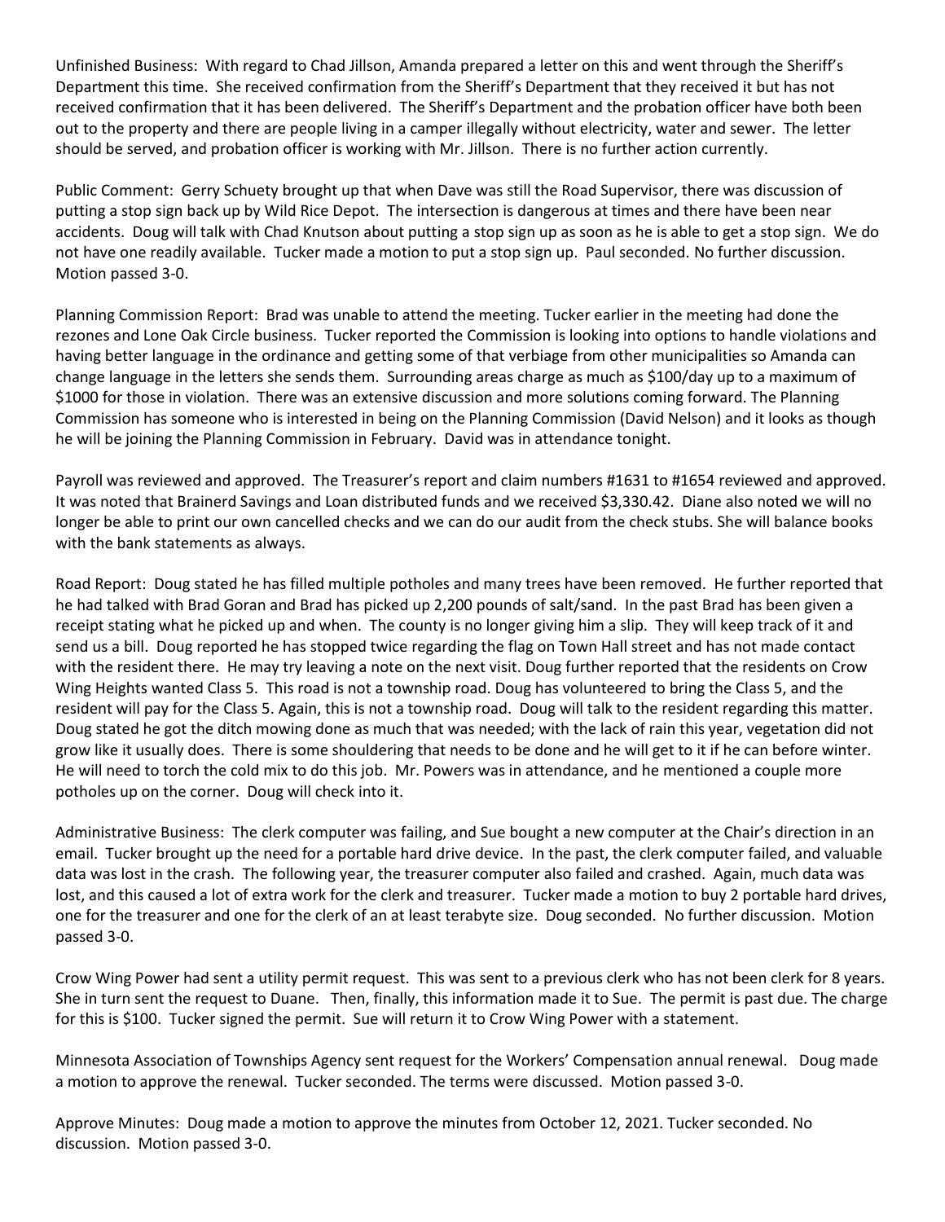Unfinished Business: With regard to Chad Jillson, Amanda prepared a letter on this and went through the Sheriff's Department this time. She received confirmation from the Sheriff's Department that they received it but has not received confirmation that it has been delivered. The Sheriff's Department and the probation officer have both been out to the property and there are people living in a camper illegally without electricity, water and sewer. The letter should be served, and probation officer is working with Mr. Jillson. There is no further action currently.

Public Comment: Gerry Schuety brought up that when Dave was still the Road Supervisor, there was discussion of putting a stop sign back up by Wild Rice Depot. The intersection is dangerous at times and there have been near accidents. Doug will talk with Chad Knutson about putting a stop sign up as soon as he is able to get a stop sign. We do not have one readily available. Tucker made a motion to put a stop sign up. Paul seconded. No further discussion. Motion passed 3-0.

Planning Commission Report: Brad was unable to attend the meeting. Tucker earlier in the meeting had done the rezones and Lone Oak Circle business. Tucker reported the Commission is looking into options to handle violations and having better language in the ordinance and getting some of that verbiage from other municipalities so Amanda can change language in the letters she sends them. Surrounding areas charge as much as $100/day up to a maximum of $1000 for those in violation. There was an extensive discussion and more solutions coming forward. The Planning Commission has someone who is interested in being on the Planning Commission (David Nelson) and it looks as though he will be joining the Planning Commission in February. David was in attendance tonight.

Payroll was reviewed and approved. The Treasurer's report and claim numbers #1631 to #1654 reviewed and approved. It was noted that Brainerd Savings and Loan distributed funds and we received $3,330.42. Diane also noted we will no longer be able to print our own cancelled checks and we can do our audit from the check stubs. She will balance books with the bank statements as always.

Road Report: Doug stated he has filled multiple potholes and many trees have been removed. He further reported that he had talked with Brad Goran and Brad has picked up 2,200 pounds of salt/sand. In the past Brad has been given a receipt stating what he picked up and when. The county is no longer giving him a slip. They will keep track of it and send us a bill. Doug reported he has stopped twice regarding the flag on Town Hall street and has not made contact with the resident there. He may try leaving a note on the next visit. Doug further reported that the residents on Crow Wing Heights wanted Class 5. This road is not a township road. Doug has volunteered to bring the Class 5, and the resident will pay for the Class 5. Again, this is not a township road. Doug will talk to the resident regarding this matter. Doug stated he got the ditch mowing done as much that was needed; with the lack of rain this year, vegetation did not grow like it usually does. There is some shouldering that needs to be done and he will get to it if he can before winter. He will need to torch the cold mix to do this job. Mr. Powers was in attendance, and he mentioned a couple more potholes up on the corner. Doug will check into it.

Administrative Business: The clerk computer was failing, and Sue bought a new computer at the Chair's direction in an email. Tucker brought up the need for a portable hard drive device. In the past, the clerk computer failed, and valuable data was lost in the crash. The following year, the treasurer computer also failed and crashed. Again, much data was lost, and this caused a lot of extra work for the clerk and treasurer. Tucker made a motion to buy 2 portable hard drives, one for the treasurer and one for the clerk of an at least terabyte size. Doug seconded. No further discussion. Motion passed 3-0.

Crow Wing Power had sent a utility permit request. This was sent to a previous clerk who has not been clerk for 8 years. She in turn sent the request to Duane. Then, finally, this information made it to Sue. The permit is past due. The charge for this is $100. Tucker signed the permit. Sue will return it to Crow Wing Power with a statement.

Minnesota Association of Townships Agency sent request for the Workers' Compensation annual renewal. Doug made a motion to approve the renewal. Tucker seconded. The terms were discussed. Motion passed 3-0.

Approve Minutes: Doug made a motion to approve the minutes from October 12, 2021. Tucker seconded. No discussion. Motion passed 3-0.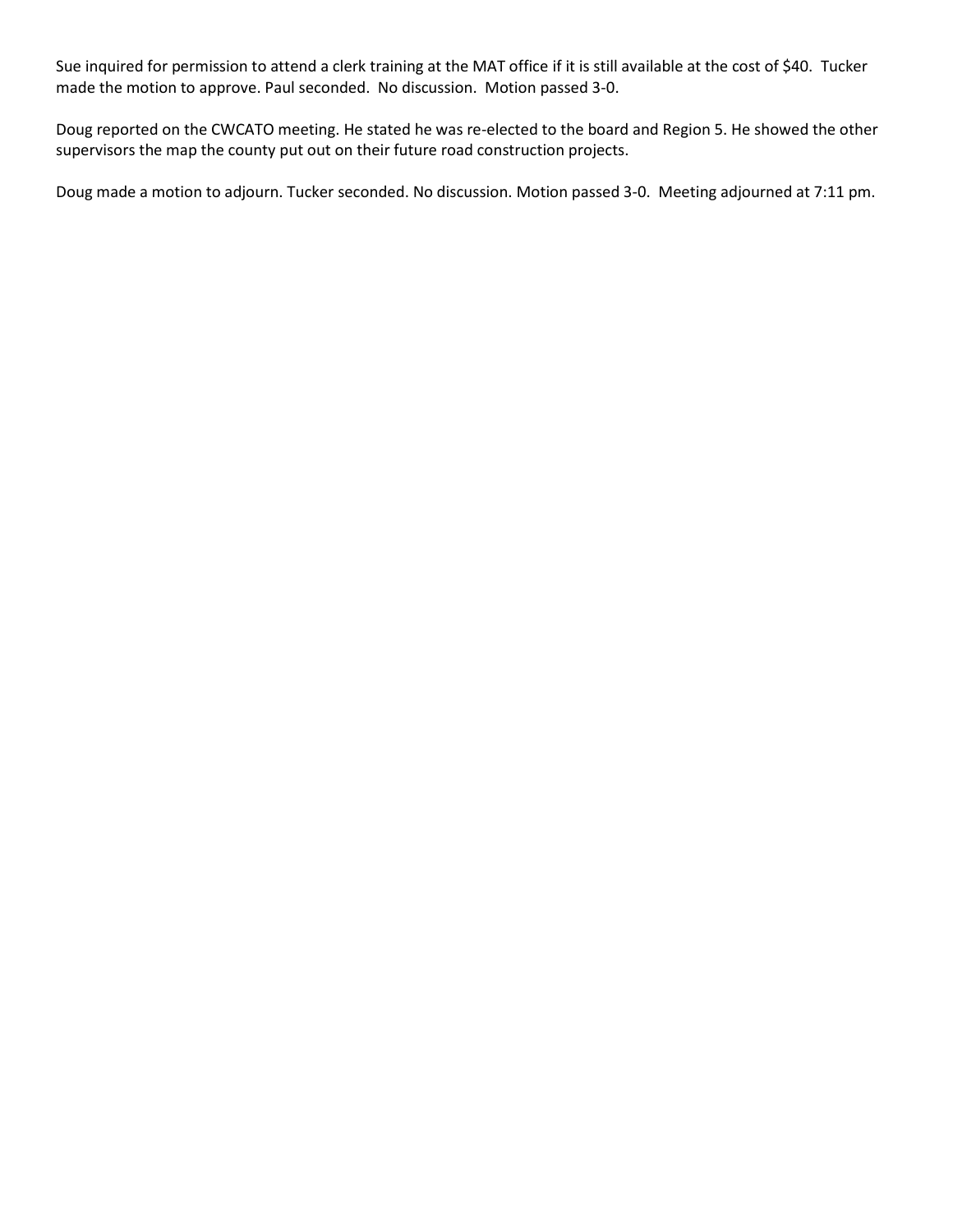Sue inquired for permission to attend a clerk training at the MAT office if it is still available at the cost of $40. Tucker made the motion to approve. Paul seconded. No discussion. Motion passed 3-0.

Doug reported on the CWCATO meeting. He stated he was re-elected to the board and Region 5. He showed the other supervisors the map the county put out on their future road construction projects.

Doug made a motion to adjourn. Tucker seconded. No discussion. Motion passed 3-0. Meeting adjourned at 7:11 pm.